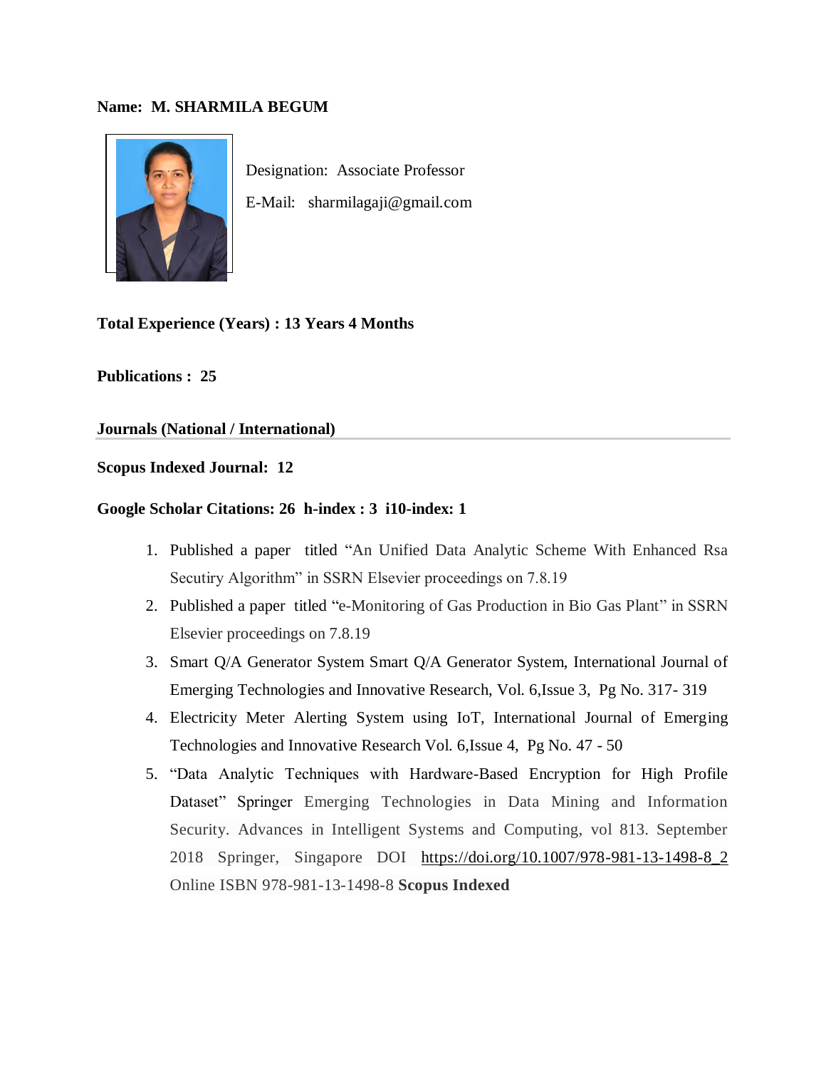**Name: M. SHARMILA BEGUM**

Designation: Associate Professor

E-Mail: sharmilagaji@gmail.com

**Total Experience (Years) : 13 Years 4 Months**

**Publications : 25**

**Journals (National / International)**

---

**Scopus Indexed Journal: 12**

**Google Scholar Citations: 26 h-index : 3 i10-index: 1**

1. Published a paper titled "An Unified Data Analytic Scheme With Enhanced Rsa Secutiry Algorithm" in SSRN Elsevier proceedings on 7.8.19
2. Published a paper titled "e-Monitoring of Gas Production in Bio Gas Plant" in SSRN Elsevier proceedings on 7.8.19
3. Smart Q/A Generator System Smart Q/A Generator System, International Journal of Emerging Technologies and Innovative Research, Vol. 6,Issue 3, Pg No. 317- 319
4. Electricity Meter Alerting System using IoT, International Journal of Emerging Technologies and Innovative Research Vol. 6,Issue 4, Pg No. 47 - 50
5. "Data Analytic Techniques with Hardware-Based Encryption for High Profile Dataset" Springer Emerging Technologies in Data Mining and Information Security. Advances in Intelligent Systems and Computing, vol 813. September 2018 Springer, Singapore DOI https://doi.org/10.1007/978-981-13-1498-8_2 Online ISBN 978-981-13-1498-8 **Scopus Indexed**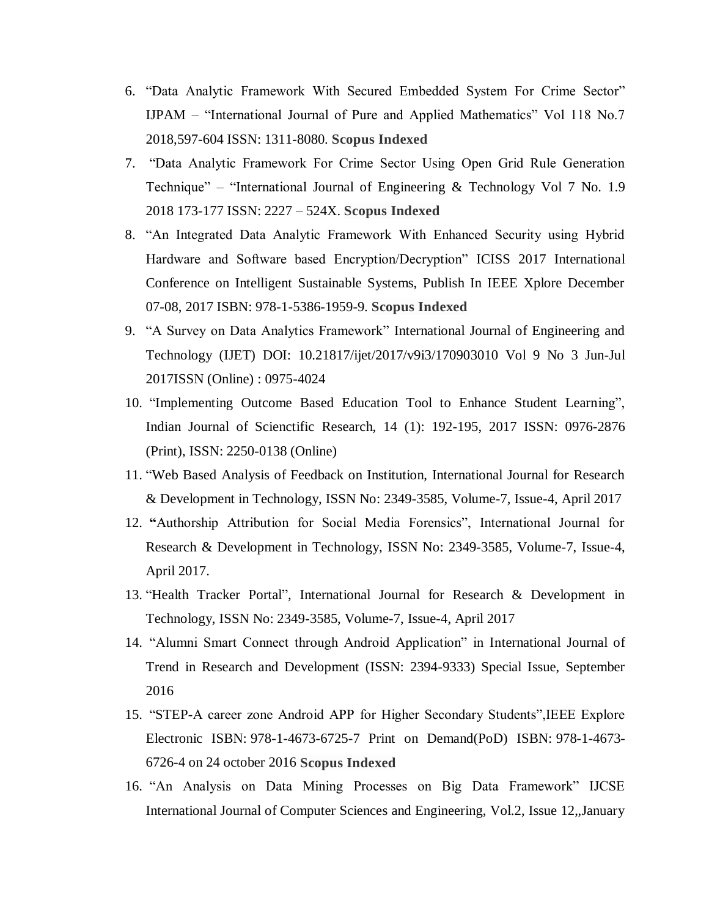6. "Data Analytic Framework With Secured Embedded System For Crime Sector" IJPAM – "International Journal of Pure and Applied Mathematics" Vol 118 No.7 2018,597-604 ISSN: 1311-8080. **Scopus Indexed**
7. "Data Analytic Framework For Crime Sector Using Open Grid Rule Generation Technique" – "International Journal of Engineering & Technology Vol 7 No. 1.9 2018 173-177 ISSN: 2227 – 524X. **Scopus Indexed**
8. "An Integrated Data Analytic Framework With Enhanced Security using Hybrid Hardware and Software based Encryption/Decryption" ICISS 2017 International Conference on Intelligent Sustainable Systems, Publish In IEEE Xplore December 07-08, 2017 ISBN: 978-1-5386-1959-9. **Scopus Indexed**
9. "A Survey on Data Analytics Framework" International Journal of Engineering and Technology (IJET) DOI: 10.21817/ijet/2017/v9i3/170903010 Vol 9 No 3 Jun-Jul 2017ISSN (Online) : 0975-4024
10. "Implementing Outcome Based Education Tool to Enhance Student Learning", Indian Journal of Scienctific Research, 14 (1): 192-195, 2017 ISSN: 0976-2876 (Print), ISSN: 2250-0138 (Online)
11. "Web Based Analysis of Feedback on Institution, International Journal for Research & Development in Technology, ISSN No: 2349-3585, Volume-7, Issue-4, April 2017
12. **"**Authorship Attribution for Social Media Forensics", International Journal for Research & Development in Technology, ISSN No: 2349-3585, Volume-7, Issue-4, April 2017.
13. "Health Tracker Portal", International Journal for Research & Development in Technology, ISSN No: 2349-3585, Volume-7, Issue-4, April 2017
14. "Alumni Smart Connect through Android Application" in International Journal of Trend in Research and Development (ISSN: 2394-9333) Special Issue, September 2016
15. "STEP-A career zone Android APP for Higher Secondary Students",IEEE Explore Electronic ISBN: 978-1-4673-6725-7 Print on Demand(PoD) ISBN: 978-1-4673-6726-4 on 24 october 2016 **Scopus Indexed**
16. "An Analysis on Data Mining Processes on Big Data Framework" IJCSE International Journal of Computer Sciences and Engineering, Vol.2, Issue 12,,January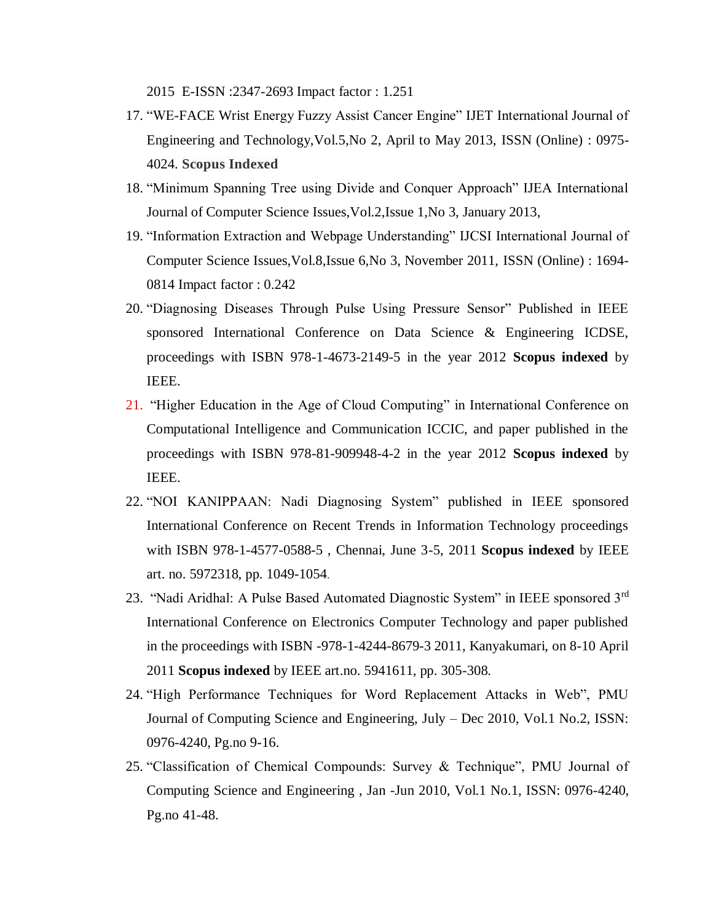2015 E-ISSN :2347-2693 Impact factor : 1.251

17. "WE-FACE Wrist Energy Fuzzy Assist Cancer Engine" IJET International Journal of Engineering and Technology,Vol.5,No 2, April to May 2013, ISSN (Online) : 0975-4024. **Scopus Indexed**
18. "Minimum Spanning Tree using Divide and Conquer Approach" IJEA International Journal of Computer Science Issues,Vol.2,Issue 1,No 3, January 2013,
19. "Information Extraction and Webpage Understanding" IJCSI International Journal of Computer Science Issues,Vol.8,Issue 6,No 3, November 2011, ISSN (Online) : 1694-0814 Impact factor : 0.242
20. "Diagnosing Diseases Through Pulse Using Pressure Sensor" Published in IEEE sponsored International Conference on Data Science & Engineering ICDSE, proceedings with ISBN 978-1-4673-2149-5 in the year 2012 **Scopus indexed** by IEEE.
21. "Higher Education in the Age of Cloud Computing" in International Conference on Computational Intelligence and Communication ICCIC, and paper published in the proceedings with ISBN 978-81-909948-4-2 in the year 2012 **Scopus indexed** by IEEE.
22. "NOI KANIPPAAN: Nadi Diagnosing System" published in IEEE sponsored International Conference on Recent Trends in Information Technology proceedings with ISBN 978-1-4577-0588-5 , Chennai, June 3-5, 2011 **Scopus indexed** by IEEE art. no. 5972318, pp. 1049-1054.
23. "Nadi Aridhal: A Pulse Based Automated Diagnostic System" in IEEE sponsored 3rd International Conference on Electronics Computer Technology and paper published in the proceedings with ISBN -978-1-4244-8679-3 2011, Kanyakumari, on 8-10 April 2011 **Scopus indexed** by IEEE art.no. 5941611, pp. 305-308.
24. "High Performance Techniques for Word Replacement Attacks in Web", PMU Journal of Computing Science and Engineering, July – Dec 2010, Vol.1 No.2, ISSN: 0976-4240, Pg.no 9-16.
25. "Classification of Chemical Compounds: Survey & Technique", PMU Journal of Computing Science and Engineering , Jan -Jun 2010, Vol.1 No.1, ISSN: 0976-4240, Pg.no 41-48.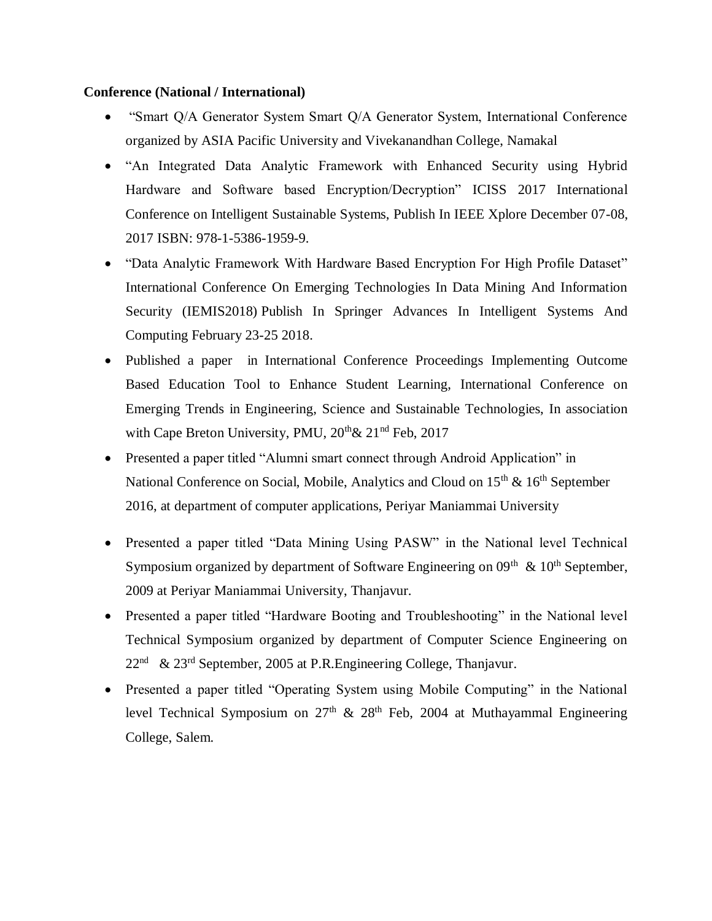**Conference (National / International)**

- "Smart Q/A Generator System Smart Q/A Generator System, International Conference organized by ASIA Pacific University and Vivekanandhan College, Namakal
- "An Integrated Data Analytic Framework with Enhanced Security using Hybrid Hardware and Software based Encryption/Decryption" ICISS 2017 International Conference on Intelligent Sustainable Systems, Publish In IEEE Xplore December 07-08, 2017 ISBN: 978-1-5386-1959-9.
- "Data Analytic Framework With Hardware Based Encryption For High Profile Dataset" International Conference On Emerging Technologies In Data Mining And Information Security (IEMIS2018) Publish In Springer Advances In Intelligent Systems And Computing February 23-25 2018.
- Published a paper in International Conference Proceedings Implementing Outcome Based Education Tool to Enhance Student Learning, International Conference on Emerging Trends in Engineering, Science and Sustainable Technologies, In association with Cape Breton University, PMU, 20th& 21nd Feb, 2017
- Presented a paper titled "Alumni smart connect through Android Application" in National Conference on Social, Mobile, Analytics and Cloud on 15th & 16th September 2016, at department of computer applications, Periyar Maniammai University
- Presented a paper titled "Data Mining Using PASW" in the National level Technical Symposium organized by department of Software Engineering on 09th & 10th September, 2009 at Periyar Maniammai University, Thanjavur.
- Presented a paper titled "Hardware Booting and Troubleshooting" in the National level Technical Symposium organized by department of Computer Science Engineering on 22nd & 23rd September, 2005 at P.R.Engineering College, Thanjavur.
- Presented a paper titled "Operating System using Mobile Computing" in the National level Technical Symposium on 27th & 28th Feb, 2004 at Muthayammal Engineering College, Salem.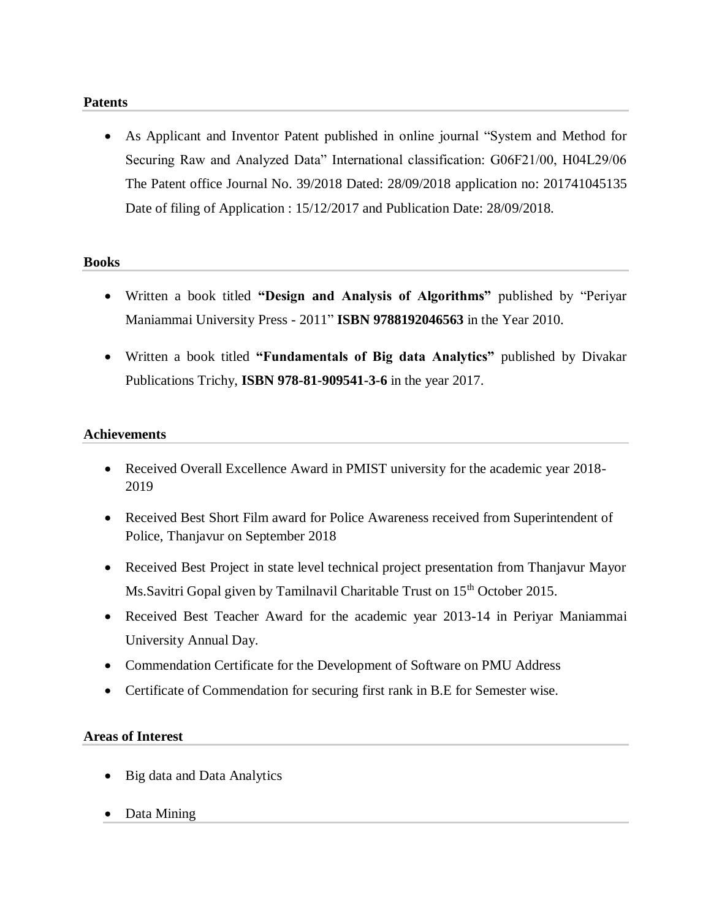## Patents

- As Applicant and Inventor Patent published in online journal "System and Method for Securing Raw and Analyzed Data" International classification: G06F21/00, H04L29/06 The Patent office Journal No. 39/2018 Dated: 28/09/2018 application no: 201741045135 Date of filing of Application : 15/12/2017 and Publication Date: 28/09/2018.

## Books

- Written a book titled **"Design and Analysis of Algorithms"** published by "Periyar Maniammai University Press - 2011" **ISBN 9788192046563** in the Year 2010.
- Written a book titled **"Fundamentals of Big data Analytics"** published by Divakar Publications Trichy, **ISBN 978-81-909541-3-6** in the year 2017.

## Achievements

- Received Overall Excellence Award in PMIST university for the academic year 2018-2019
- Received Best Short Film award for Police Awareness received from Superintendent of Police, Thanjavur on September 2018
- Received Best Project in state level technical project presentation from Thanjavur Mayor Ms.Savitri Gopal given by Tamilnavil Charitable Trust on 15th October 2015.
- Received Best Teacher Award for the academic year 2013-14 in Periyar Maniammai University Annual Day.
- Commendation Certificate for the Development of Software on PMU Address
- Certificate of Commendation for securing first rank in B.E for Semester wise.

## Areas of Interest

- Big data and Data Analytics
- Data Mining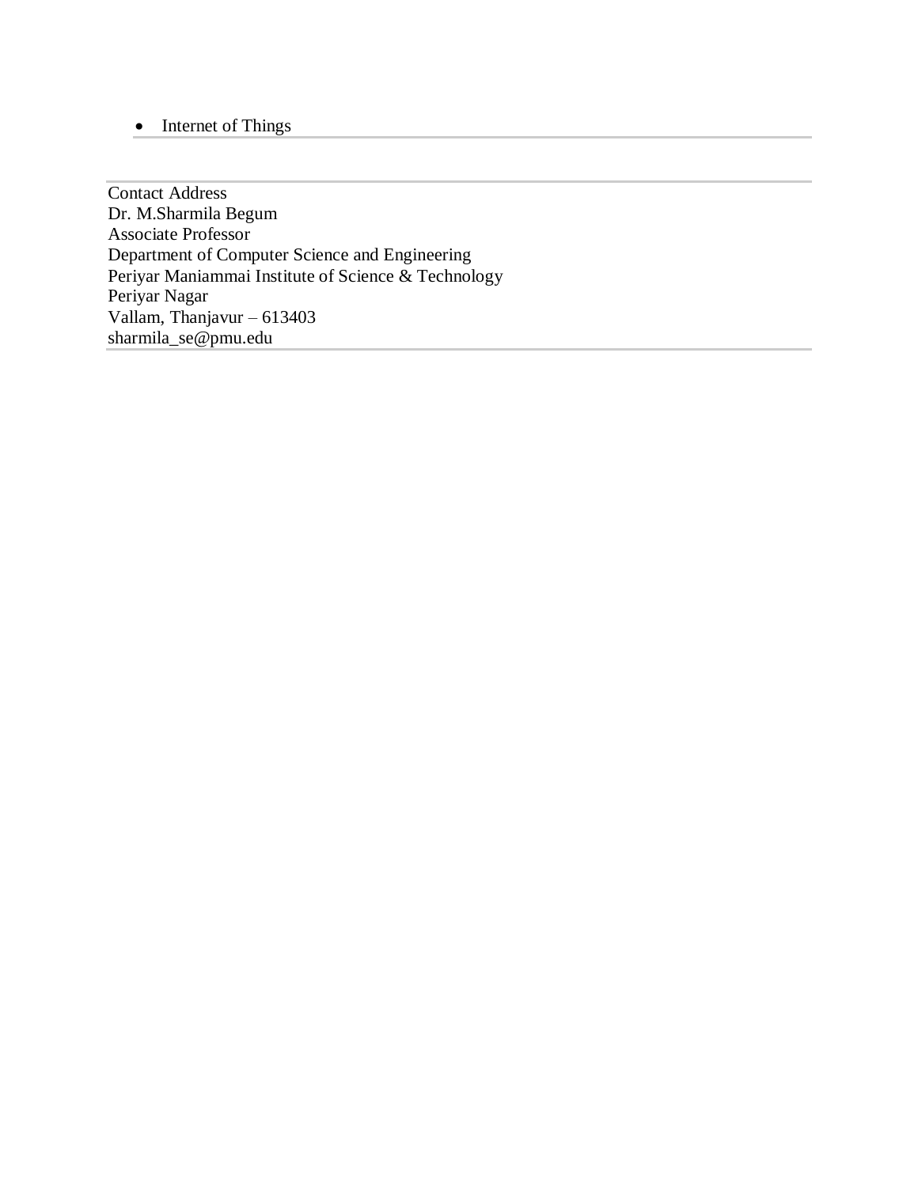- Internet of Things

---

Contact Address
Dr. M.Sharmila Begum
Associate Professor
Department of Computer Science and Engineering
Periyar Maniammai Institute of Science & Technology
Periyar Nagar
Vallam, Thanjavur – 613403
sharmila_se@pmu.edu